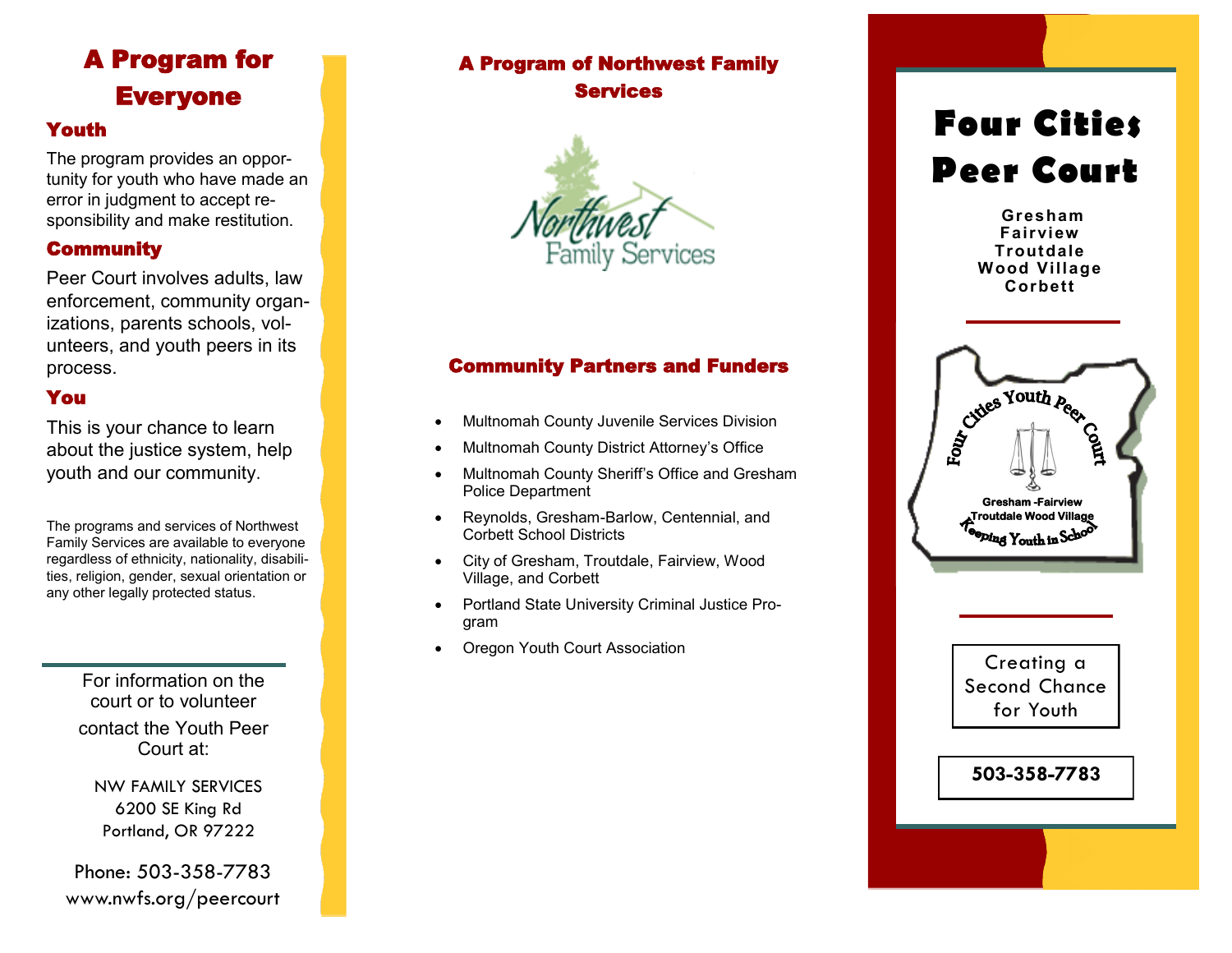# A Program for Everyone

## Youth

The program provides an opportunity for youth who have made an error in judgment to accept responsibility and make restitution.

## Community

Peer Court involves adults, law enforcement, community organizations, parents schools, volunteers, and youth peers in its process.

## You

This is your chance to learn about the justice system, help youth and our community.

The programs and services of Northwest Family Services are available to everyone regardless of ethnicity, nationality, disabilities, religion, gender, sexual orientation or any other legally protected status.

For information on the court or to volunteer contact the Youth Peer Court at:

NW FAMILY SERVICES
6200 SE King Rd
Portland, OR 97222

Phone: 503-358-7783
www.nwfs.org/peercourt

## A Program of Northwest Family Services

Northwest Family Services

## Community Partners and Funders

- Multnomah County Juvenile Services Division
- Multnomah County District Attorney's Office
- Multnomah County Sheriff's Office and Gresham Police Department
- Reynolds, Gresham-Barlow, Centennial, and Corbett School Districts
- City of Gresham, Troutdale, Fairview, Wood Village, and Corbett
- Portland State University Criminal Justice Program
- Oregon Youth Court Association

# Four Cities Peer Court

**Gresham**
**Fairview**
**Troutdale**
**Wood Village**
**Corbett**

Four Cities Youth Peer Court
Gresham -Fairview
Troutdale Wood Village
Keeping Youth in School

Creating a Second Chance for Youth

**503-358-7783**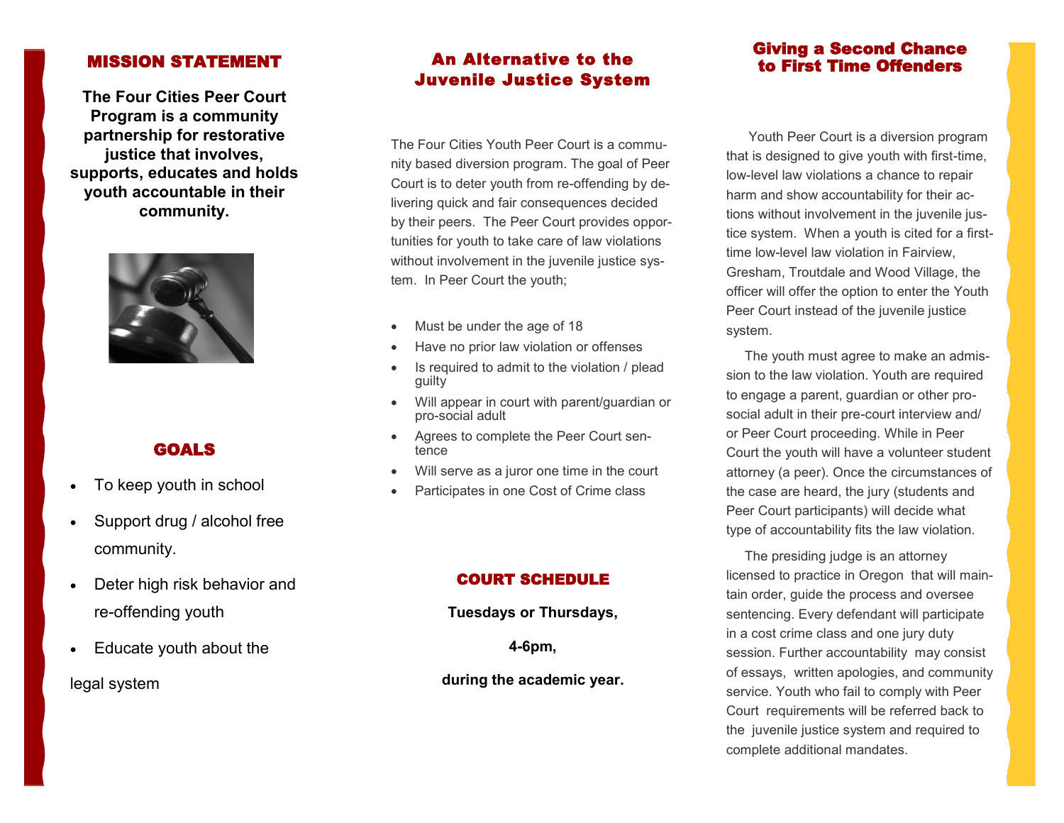## MISSION STATEMENT

**The Four Cities Peer Court Program is a community partnership for restorative justice that involves, supports, educates and holds youth accountable in their community.**

## GOALS

- To keep youth in school
- Support drug / alcohol free community.
- Deter high risk behavior and re-offending youth
- Educate youth about the

legal system

## An Alternative to the Juvenile Justice System

The Four Cities Youth Peer Court is a community based diversion program. The goal of Peer Court is to deter youth from re-offending by delivering quick and fair consequences decided by their peers. The Peer Court provides opportunities for youth to take care of law violations without involvement in the juvenile justice system. In Peer Court the youth;

- Must be under the age of 18
- Have no prior law violation or offenses
- Is required to admit to the violation / plead guilty
- Will appear in court with parent/guardian or pro-social adult
- Agrees to complete the Peer Court sentence
- Will serve as a juror one time in the court
- Participates in one Cost of Crime class

## COURT SCHEDULE

**Tuesdays or Thursdays,**

**4-6pm,**

**during the academic year.**

## Giving a Second Chance to First Time Offenders

Youth Peer Court is a diversion program that is designed to give youth with first-time, low-level law violations a chance to repair harm and show accountability for their actions without involvement in the juvenile justice system. When a youth is cited for a first-time low-level law violation in Fairview, Gresham, Troutdale and Wood Village, the officer will offer the option to enter the Youth Peer Court instead of the juvenile justice system.

The youth must agree to make an admission to the law violation. Youth are required to engage a parent, guardian or other pro-social adult in their pre-court interview and/or Peer Court proceeding. While in Peer Court the youth will have a volunteer student attorney (a peer). Once the circumstances of the case are heard, the jury (students and Peer Court participants) will decide what type of accountability fits the law violation.

The presiding judge is an attorney licensed to practice in Oregon that will maintain order, guide the process and oversee sentencing. Every defendant will participate in a cost crime class and one jury duty session. Further accountability may consist of essays, written apologies, and community service. Youth who fail to comply with Peer Court requirements will be referred back to the juvenile justice system and required to complete additional mandates.